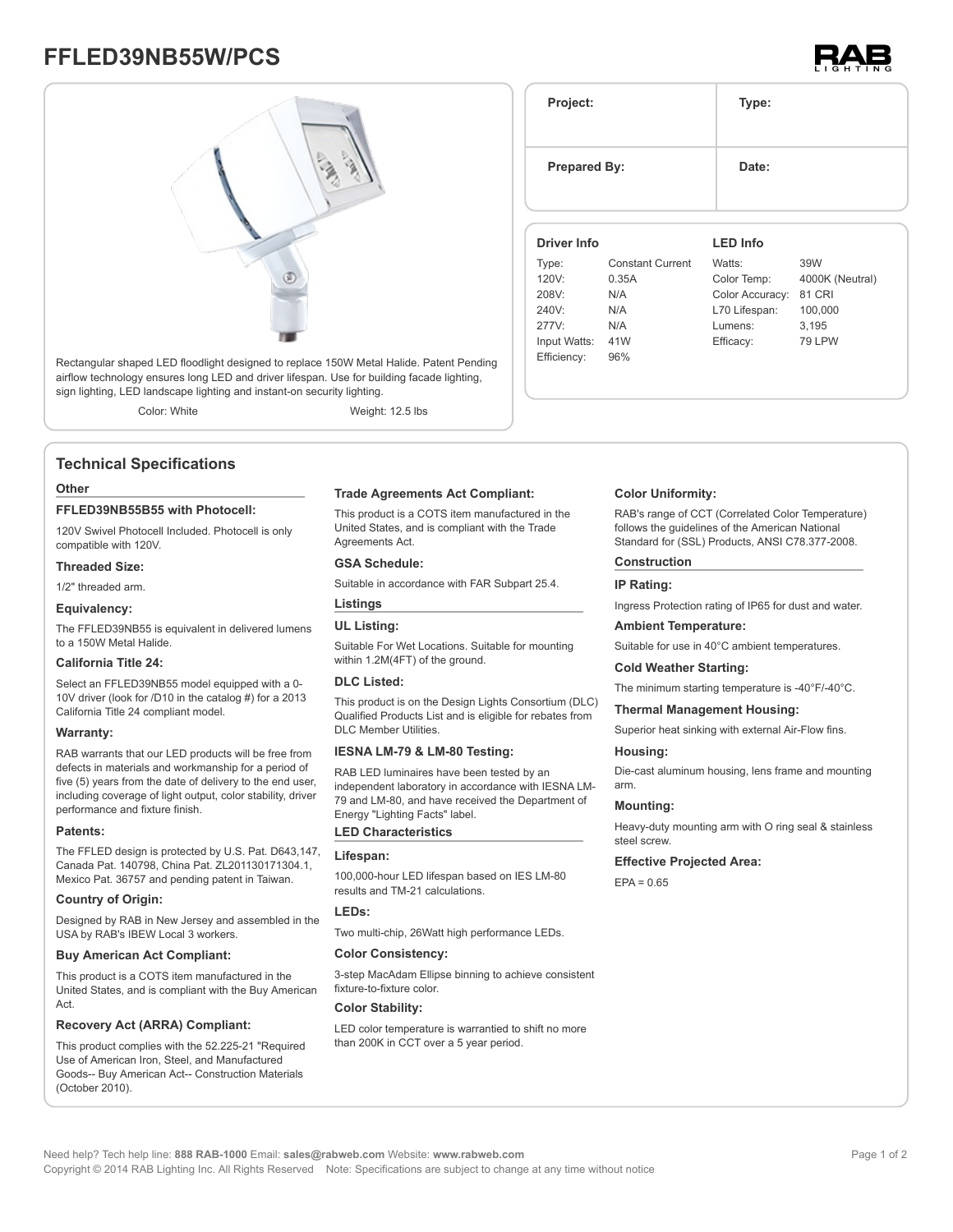# FFLED39NB55W/PCS

Rectangular shaped LED floodlight designed to replace 150W Metal Halide. Patent Pending airflow technology ensures long LED and driver lifespan. Use for building facade lighting, sign lighting, LED landscape lighting and instant-on security lighting.

Color: White    Weight: 12.5 lbs

| Project: | Type: |
|---|---|
| Prepared By: | Date: |

| Driver Info | | LED Info | |
|---|---|---|---|
| Type: | Constant Current | Watts: | 39W |
| 120V: | 0.35A | Color Temp: | 4000K (Neutral) |
| 208V: | N/A | Color Accuracy: | 81 CRI |
| 240V: | N/A | L70 Lifespan: | 100,000 |
| 277V: | N/A | Lumens: | 3,195 |
| Input Watts: | 41W | Efficacy: | 79 LPW |
| Efficiency: | 96% | | |

## Technical Specifications

### Other

**FFLED39NB55B55 with Photocell:**

120V Swivel Photocell Included. Photocell is only compatible with 120V.

**Threaded Size:**

1/2" threaded arm.

**Equivalency:**

The FFLED39NB55 is equivalent in delivered lumens to a 150W Metal Halide.

**California Title 24:**

Select an FFLED39NB55 model equipped with a 0-10V driver (look for /D10 in the catalog #) for a 2013 California Title 24 compliant model.

**Warranty:**

RAB warrants that our LED products will be free from defects in materials and workmanship for a period of five (5) years from the date of delivery to the end user, including coverage of light output, color stability, driver performance and fixture finish.

**Patents:**

The FFLED design is protected by U.S. Pat. D643,147, Canada Pat. 140798, China Pat. ZL201130171304.1, Mexico Pat. 36757 and pending patent in Taiwan.

**Country of Origin:**

Designed by RAB in New Jersey and assembled in the USA by RAB's IBEW Local 3 workers.

**Buy American Act Compliant:**

This product is a COTS item manufactured in the United States, and is compliant with the Buy American Act.

**Recovery Act (ARRA) Compliant:**

This product complies with the 52.225-21 "Required Use of American Iron, Steel, and Manufactured Goods-- Buy American Act-- Construction Materials (October 2010).

**Trade Agreements Act Compliant:**

This product is a COTS item manufactured in the United States, and is compliant with the Trade Agreements Act.

**GSA Schedule:**

Suitable in accordance with FAR Subpart 25.4.

### Listings

**UL Listing:**

Suitable For Wet Locations. Suitable for mounting within 1.2M(4FT) of the ground.

**DLC Listed:**

This product is on the Design Lights Consortium (DLC) Qualified Products List and is eligible for rebates from DLC Member Utilities.

**IESNA LM-79 & LM-80 Testing:**

RAB LED luminaires have been tested by an independent laboratory in accordance with IESNA LM-79 and LM-80, and have received the Department of Energy "Lighting Facts" label.

### LED Characteristics

**Lifespan:**

100,000-hour LED lifespan based on IES LM-80 results and TM-21 calculations.

**LEDs:**

Two multi-chip, 26Watt high performance LEDs.

**Color Consistency:**

3-step MacAdam Ellipse binning to achieve consistent fixture-to-fixture color.

**Color Stability:**

LED color temperature is warrantied to shift no more than 200K in CCT over a 5 year period.

**Color Uniformity:**

RAB's range of CCT (Correlated Color Temperature) follows the guidelines of the American National Standard for (SSL) Products, ANSI C78.377-2008.

### Construction

**IP Rating:**

Ingress Protection rating of IP65 for dust and water.

**Ambient Temperature:**

Suitable for use in 40°C ambient temperatures.

**Cold Weather Starting:**

The minimum starting temperature is -40°F/-40°C.

**Thermal Management Housing:**

Superior heat sinking with external Air-Flow fins.

**Housing:**

Die-cast aluminum housing, lens frame and mounting arm.

**Mounting:**

Heavy-duty mounting arm with O ring seal & stainless steel screw.

**Effective Projected Area:**

EPA = 0.65

Need help? Tech help line: **888 RAB-1000** Email: **sales@rabweb.com** Website: **www.rabweb.com**
Copyright © 2014 RAB Lighting Inc. All Rights Reserved    Note: Specifications are subject to change at any time without notice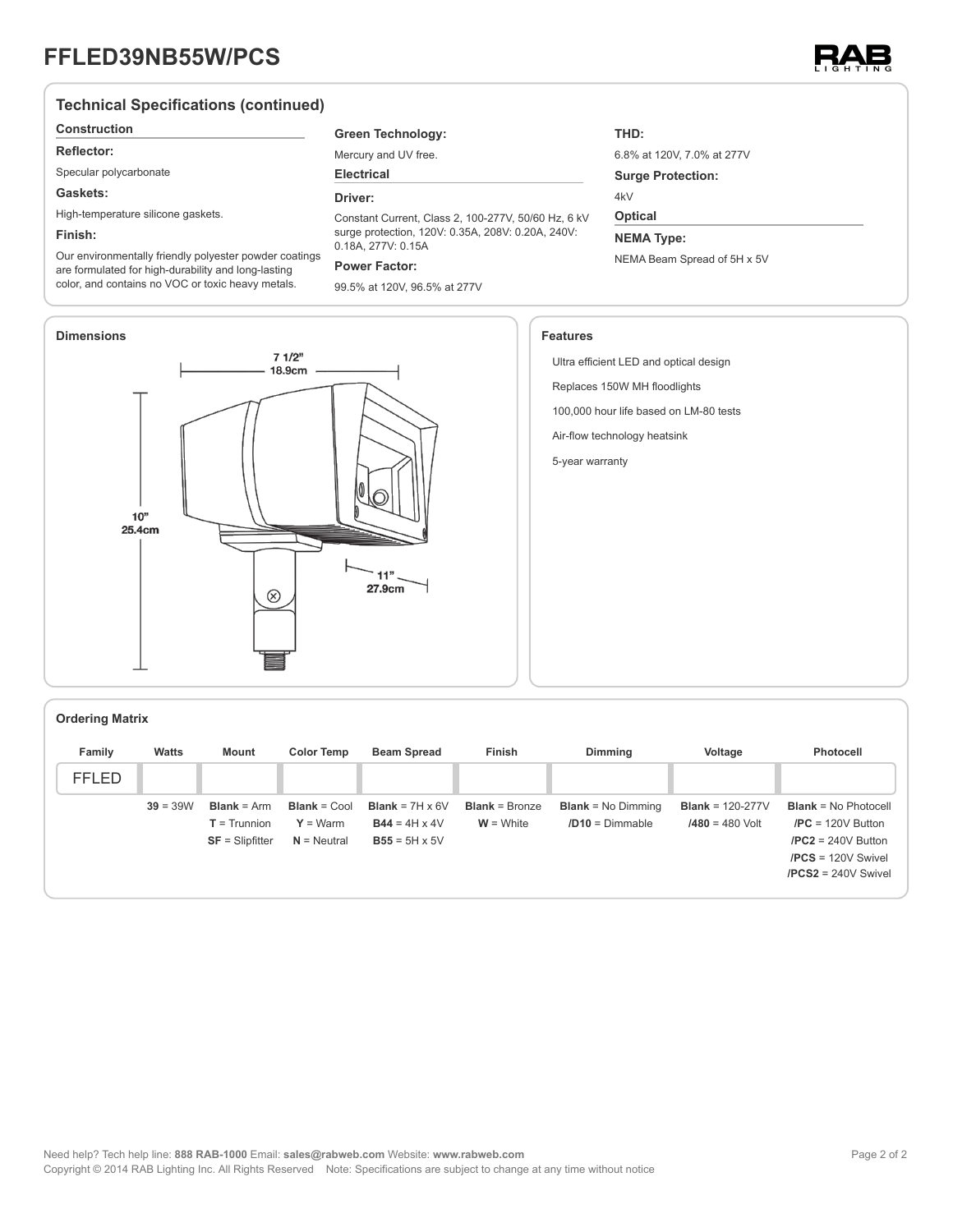# FFLED39NB55W/PCS

## Technical Specifications (continued)

### Construction

**Reflector:**

Specular polycarbonate

**Gaskets:**

High-temperature silicone gaskets.

**Finish:**

Our environmentally friendly polyester powder coatings are formulated for high-durability and long-lasting color, and contains no VOC or toxic heavy metals.

**Green Technology:**

Mercury and UV free.

### Electrical

**Driver:**

Constant Current, Class 2, 100-277V, 50/60 Hz, 6 kV surge protection, 120V: 0.35A, 208V: 0.20A, 240V: 0.18A, 277V: 0.15A

**Power Factor:**

99.5% at 120V, 96.5% at 277V

**THD:**

6.8% at 120V, 7.0% at 277V

**Surge Protection:**

4kV

### Optical

**NEMA Type:**

NEMA Beam Spread of 5H x 5V

## Dimensions

7 1/2"
18.9cm

10"
25.4cm

11"
27.9cm

## Features

- Ultra efficient LED and optical design
- Replaces 150W MH floodlights
- 100,000 hour life based on LM-80 tests
- Air-flow technology heatsink
- 5-year warranty

## Ordering Matrix

| Family | Watts | Mount | Color Temp | Beam Spread | Finish | Dimming | Voltage | Photocell |
|---|---|---|---|---|---|---|---|---|
| FFLED | | | | | | | | |
| | **39** = 39W | **Blank** = Arm | **Blank** = Cool | **Blank** = 7H x 6V | **Blank** = Bronze | **Blank** = No Dimming | **Blank** = 120-277V | **Blank** = No Photocell |
| | | **T** = Trunnion | **Y** = Warm | **B44** = 4H x 4V | **W** = White | **/D10** = Dimmable | **/480** = 480 Volt | **/PC** = 120V Button |
| | | **SF** = Slipfitter | **N** = Neutral | **B55** = 5H x 5V | | | | **/PC2** = 240V Button |
| | | | | | | | | **/PCS** = 120V Swivel |
| | | | | | | | | **/PCS2** = 240V Swivel |

Need help? Tech help line: **888 RAB-1000** Email: **sales@rabweb.com** Website: **www.rabweb.com**

Copyright © 2014 RAB Lighting Inc. All Rights Reserved   Note: Specifications are subject to change at any time without notice